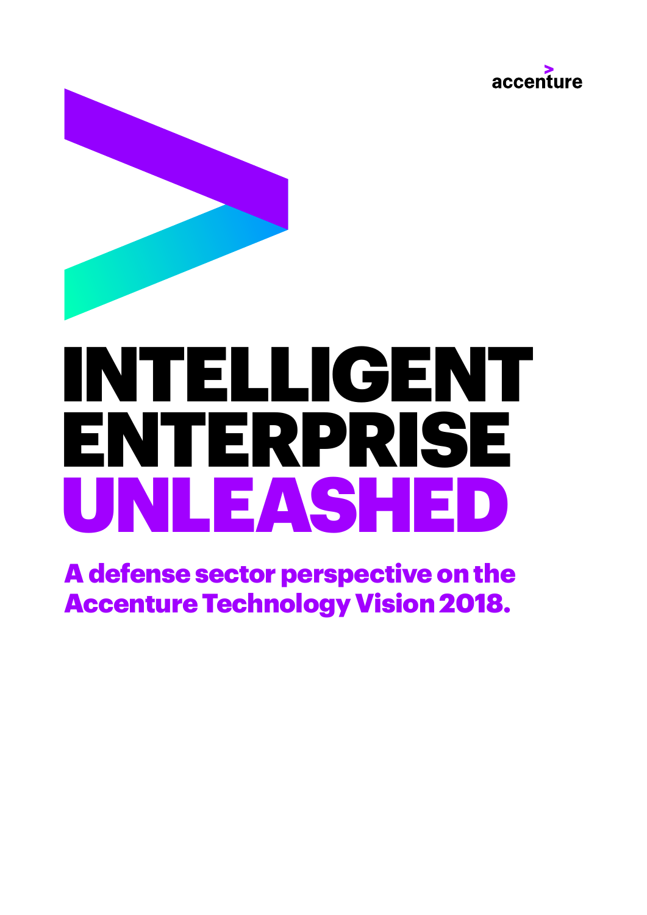accenture

# INTELLIGENT ENTERPRISE UNLEASHED

## A defense sector perspective on the Accenture Technology Vision 2018.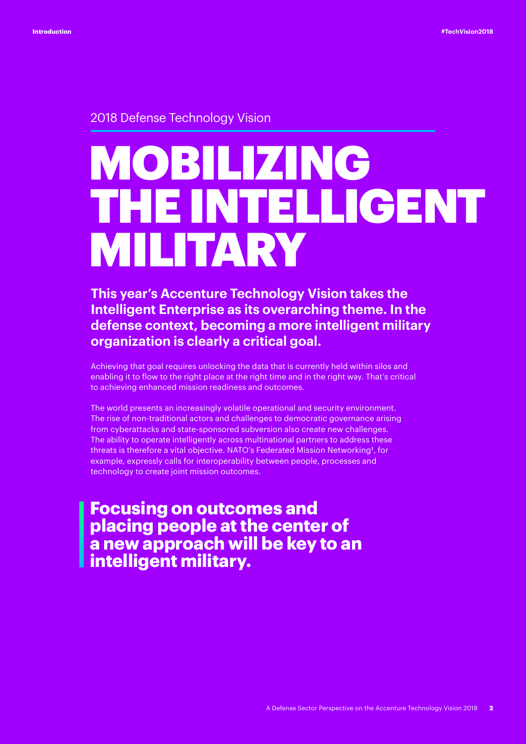2018 Defense Technology Vision

# MOBILIZING THE INTELLIGENT MILITARY

**This year's Accenture Technology Vision takes the Intelligent Enterprise as its overarching theme. In the defense context, becoming a more intelligent military organization is clearly a critical goal.**

Achieving that goal requires unlocking the data that is currently held within silos and enabling it to flow to the right place at the right time and in the right way. That's critical to achieving enhanced mission readiness and outcomes.

The world presents an increasingly volatile operational and security environment. The rise of non-traditional actors and challenges to democratic governance arising from cyberattacks and state-sponsored subversion also create new challenges. The ability to operate intelligently across multinational partners to address these threats is therefore a vital objective. NATO's Federated Mission Networking[1], for example, expressly calls for interoperability between people, processes and technology to create joint mission outcomes.

> **Focusing on outcomes and placing people at the center of a new approach will be key to an intelligent military.**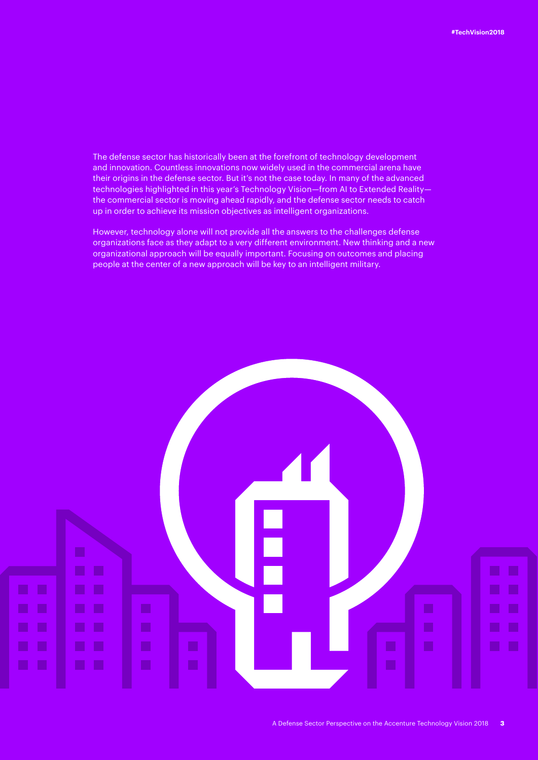The defense sector has historically been at the forefront of technology development and innovation. Countless innovations now widely used in the commercial arena have their origins in the defense sector. But it's not the case today. In many of the advanced technologies highlighted in this year's Technology Vision—from AI to Extended Reality—the commercial sector is moving ahead rapidly, and the defense sector needs to catch up in order to achieve its mission objectives as intelligent organizations.

However, technology alone will not provide all the answers to the challenges defense organizations face as they adapt to a very different environment. New thinking and a new organizational approach will be equally important. Focusing on outcomes and placing people at the center of a new approach will be key to an intelligent military.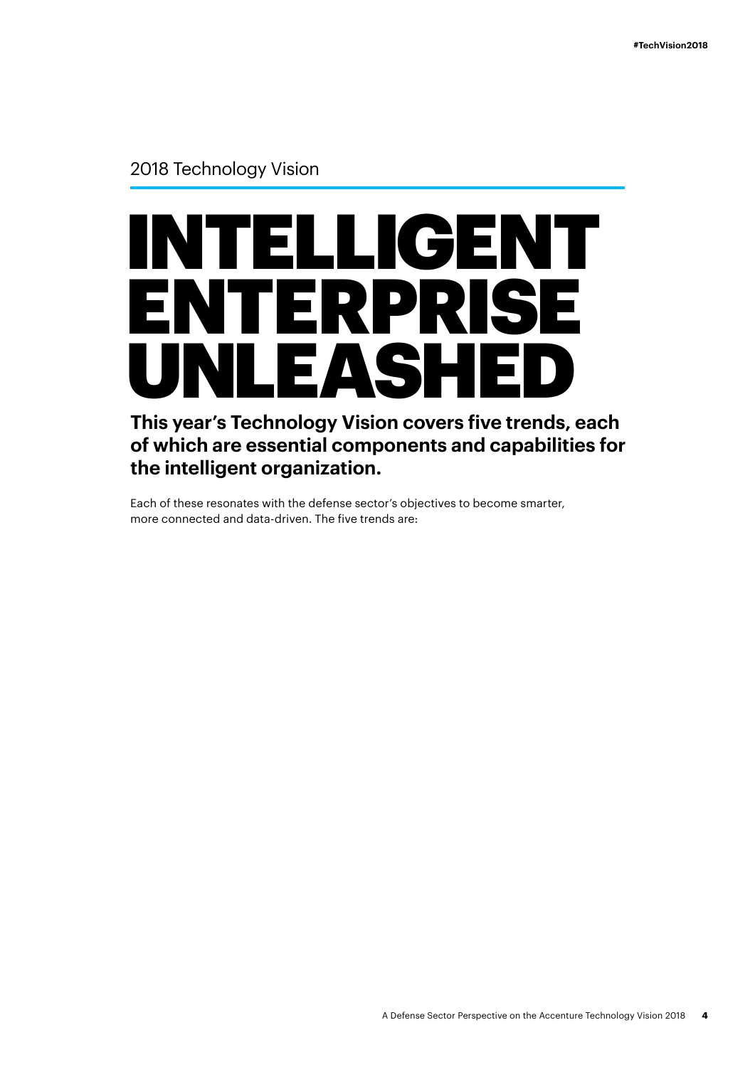2018 Technology Vision

# INTELLIGENT ENTERPRISE UNLEASHED

**This year's Technology Vision covers five trends, each of which are essential components and capabilities for the intelligent organization.**

Each of these resonates with the defense sector's objectives to become smarter, more connected and data-driven. The five trends are: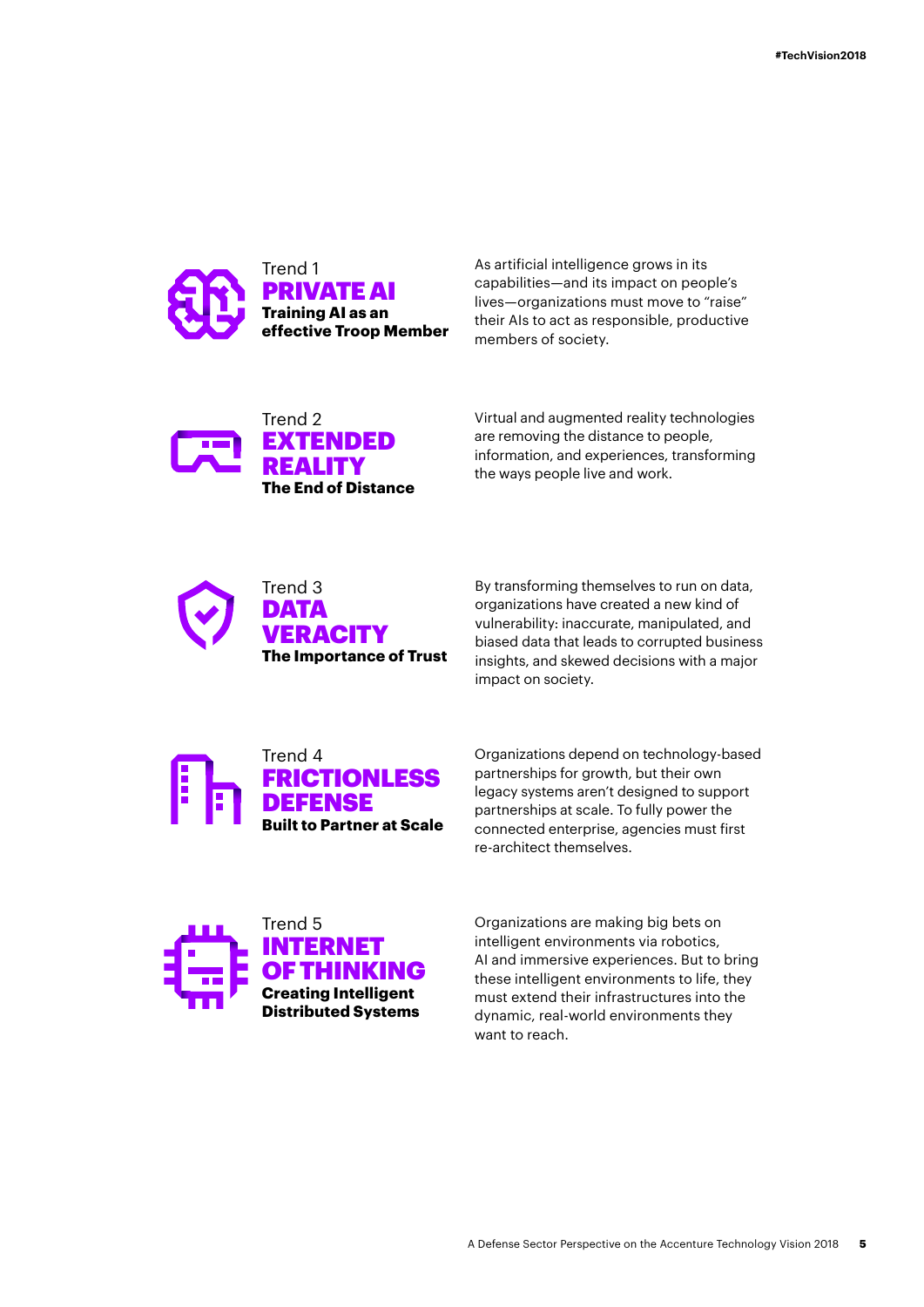Trend 1

## PRIVATE AI

**Training AI as an effective Troop Member**

As artificial intelligence grows in its capabilities—and its impact on people's lives—organizations must move to "raise" their AIs to act as responsible, productive members of society.

Trend 2

## EXTENDED REALITY

**The End of Distance**

Virtual and augmented reality technologies are removing the distance to people, information, and experiences, transforming the ways people live and work.

Trend 3

## DATA VERACITY

**The Importance of Trust**

By transforming themselves to run on data, organizations have created a new kind of vulnerability: inaccurate, manipulated, and biased data that leads to corrupted business insights, and skewed decisions with a major impact on society.

Trend 4

## FRICTIONLESS DEFENSE

**Built to Partner at Scale**

Organizations depend on technology-based partnerships for growth, but their own legacy systems aren't designed to support partnerships at scale. To fully power the connected enterprise, agencies must first re-architect themselves.

Trend 5

## INTERNET OF THINKING

**Creating Intelligent Distributed Systems**

Organizations are making big bets on intelligent environments via robotics, AI and immersive experiences. But to bring these intelligent environments to life, they must extend their infrastructures into the dynamic, real-world environments they want to reach.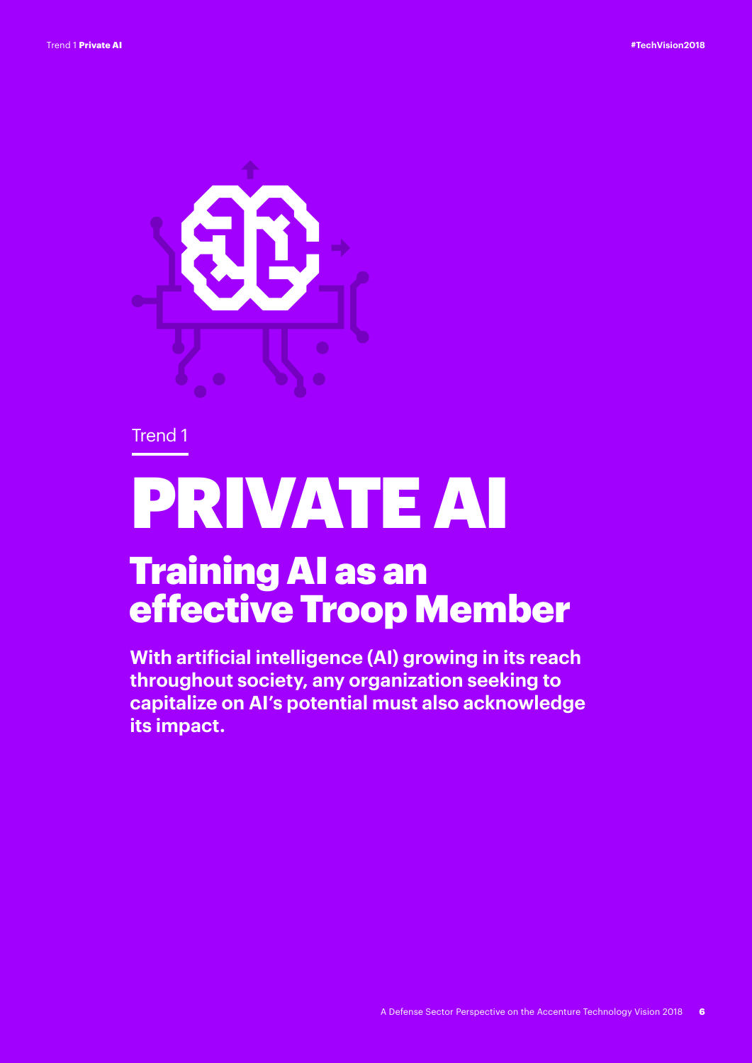Trend 1

# PRIVATE AI

## Training AI as an effective Troop Member

**With artificial intelligence (AI) growing in its reach throughout society, any organization seeking to capitalize on AI's potential must also acknowledge its impact.**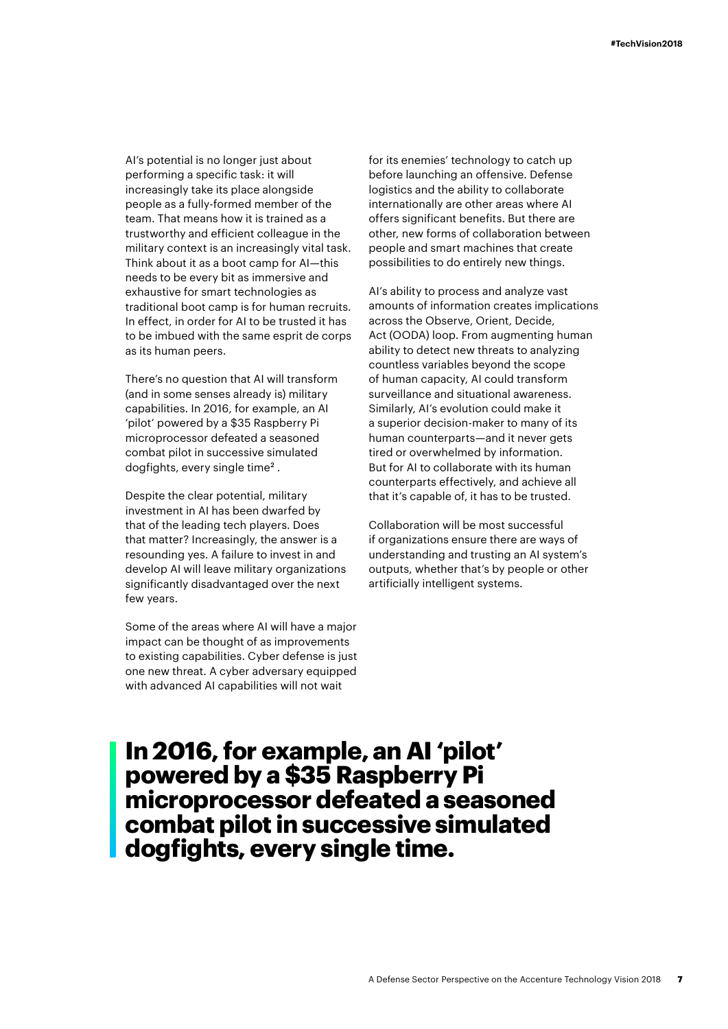AI's potential is no longer just about performing a specific task: it will increasingly take its place alongside people as a fully-formed member of the team. That means how it is trained as a trustworthy and efficient colleague in the military context is an increasingly vital task. Think about it as a boot camp for AI—this needs to be every bit as immersive and exhaustive for smart technologies as traditional boot camp is for human recruits. In effect, in order for AI to be trusted it has to be imbued with the same esprit de corps as its human peers.

There's no question that AI will transform (and in some senses already is) military capabilities. In 2016, for example, an AI 'pilot' powered by a $35 Raspberry Pi microprocessor defeated a seasoned combat pilot in successive simulated dogfights, every single time[2] .

Despite the clear potential, military investment in AI has been dwarfed by that of the leading tech players. Does that matter? Increasingly, the answer is a resounding yes. A failure to invest in and develop AI will leave military organizations significantly disadvantaged over the next few years.

Some of the areas where AI will have a major impact can be thought of as improvements to existing capabilities. Cyber defense is just one new threat. A cyber adversary equipped with advanced AI capabilities will not wait for its enemies' technology to catch up before launching an offensive. Defense logistics and the ability to collaborate internationally are other areas where AI offers significant benefits. But there are other, new forms of collaboration between people and smart machines that create possibilities to do entirely new things.

AI's ability to process and analyze vast amounts of information creates implications across the Observe, Orient, Decide, Act (OODA) loop. From augmenting human ability to detect new threats to analyzing countless variables beyond the scope of human capacity, AI could transform surveillance and situational awareness. Similarly, AI's evolution could make it a superior decision-maker to many of its human counterparts—and it never gets tired or overwhelmed by information. But for AI to collaborate with its human counterparts effectively, and achieve all that it's capable of, it has to be trusted.

Collaboration will be most successful if organizations ensure there are ways of understanding and trusting an AI system's outputs, whether that's by people or other artificially intelligent systems.

**In 2016, for example, an AI 'pilot' powered by a $35 Raspberry Pi microprocessor defeated a seasoned combat pilot in successive simulated dogfights, every single time.**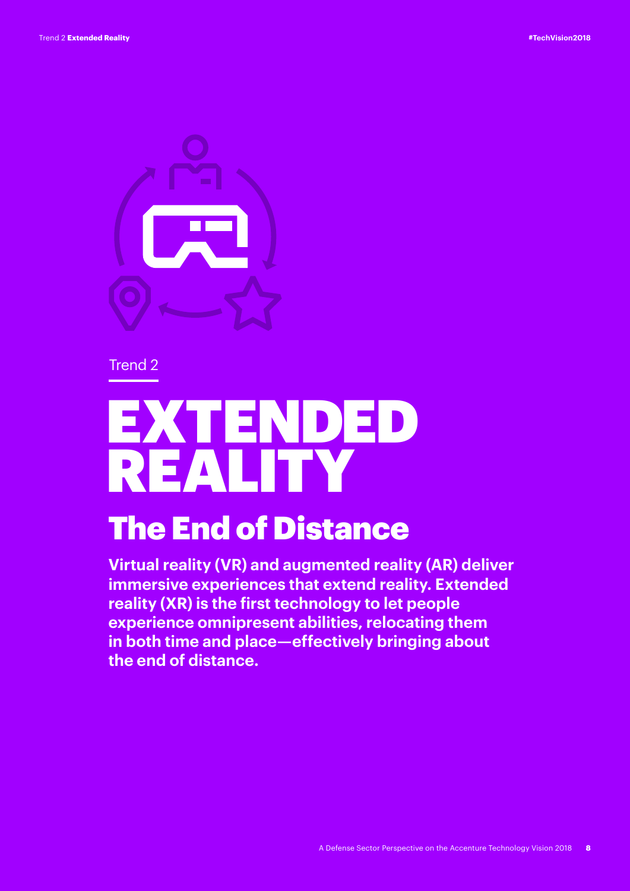Trend 2

# EXTENDED REALITY

## The End of Distance

**Virtual reality (VR) and augmented reality (AR) deliver immersive experiences that extend reality. Extended reality (XR) is the first technology to let people experience omnipresent abilities, relocating them in both time and place—effectively bringing about the end of distance.**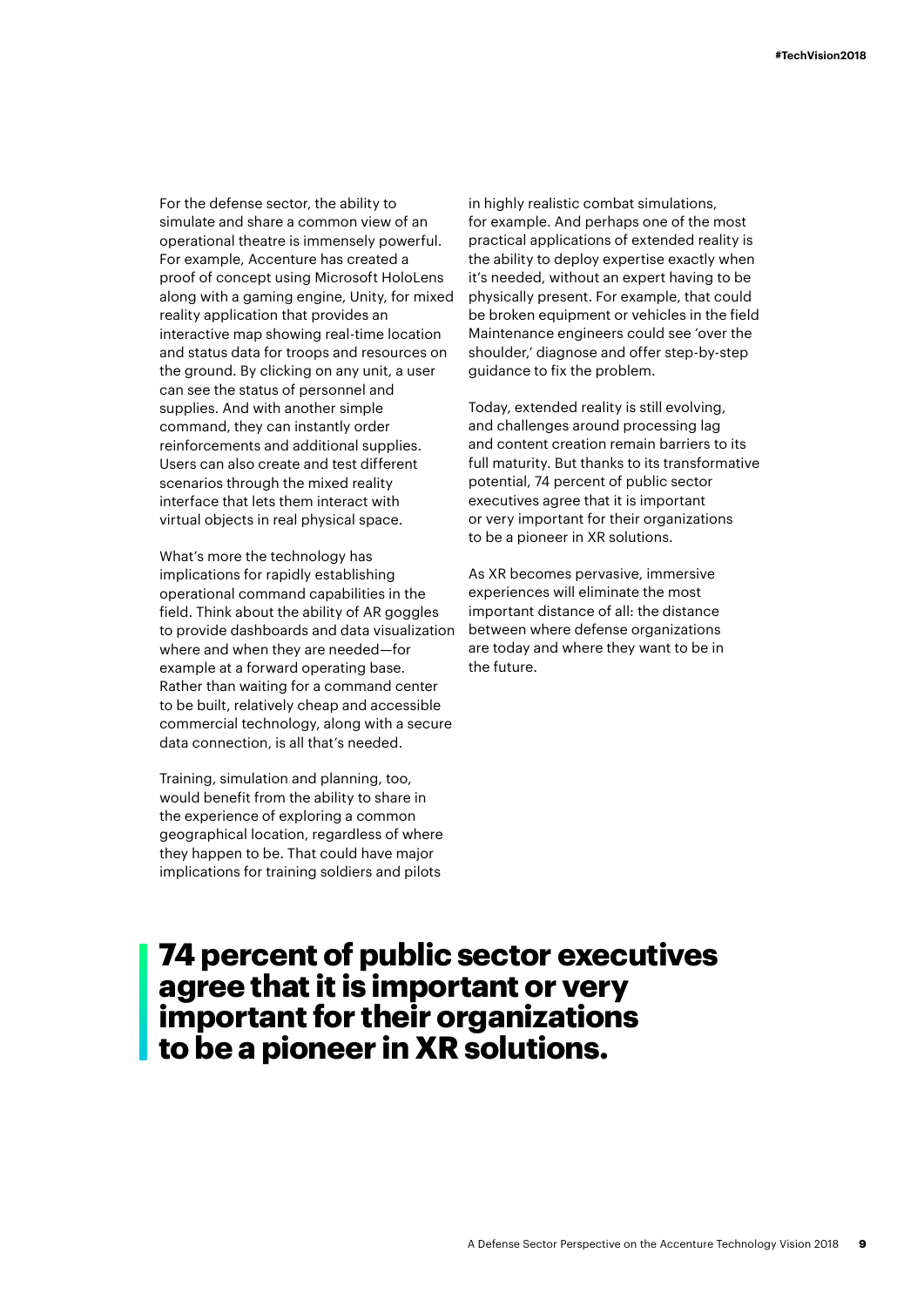For the defense sector, the ability to simulate and share a common view of an operational theatre is immensely powerful. For example, Accenture has created a proof of concept using Microsoft HoloLens along with a gaming engine, Unity, for mixed reality application that provides an interactive map showing real-time location and status data for troops and resources on the ground. By clicking on any unit, a user can see the status of personnel and supplies. And with another simple command, they can instantly order reinforcements and additional supplies. Users can also create and test different scenarios through the mixed reality interface that lets them interact with virtual objects in real physical space.

What's more the technology has implications for rapidly establishing operational command capabilities in the field. Think about the ability of AR goggles to provide dashboards and data visualization where and when they are needed—for example at a forward operating base. Rather than waiting for a command center to be built, relatively cheap and accessible commercial technology, along with a secure data connection, is all that's needed.

Training, simulation and planning, too, would benefit from the ability to share in the experience of exploring a common geographical location, regardless of where they happen to be. That could have major implications for training soldiers and pilots in highly realistic combat simulations, for example. And perhaps one of the most practical applications of extended reality is the ability to deploy expertise exactly when it's needed, without an expert having to be physically present. For example, that could be broken equipment or vehicles in the field Maintenance engineers could see 'over the shoulder,' diagnose and offer step-by-step guidance to fix the problem.

Today, extended reality is still evolving, and challenges around processing lag and content creation remain barriers to its full maturity. But thanks to its transformative potential, 74 percent of public sector executives agree that it is important or very important for their organizations to be a pioneer in XR solutions.

As XR becomes pervasive, immersive experiences will eliminate the most important distance of all: the distance between where defense organizations are today and where they want to be in the future.

**74 percent of public sector executives agree that it is important or very important for their organizations to be a pioneer in XR solutions.**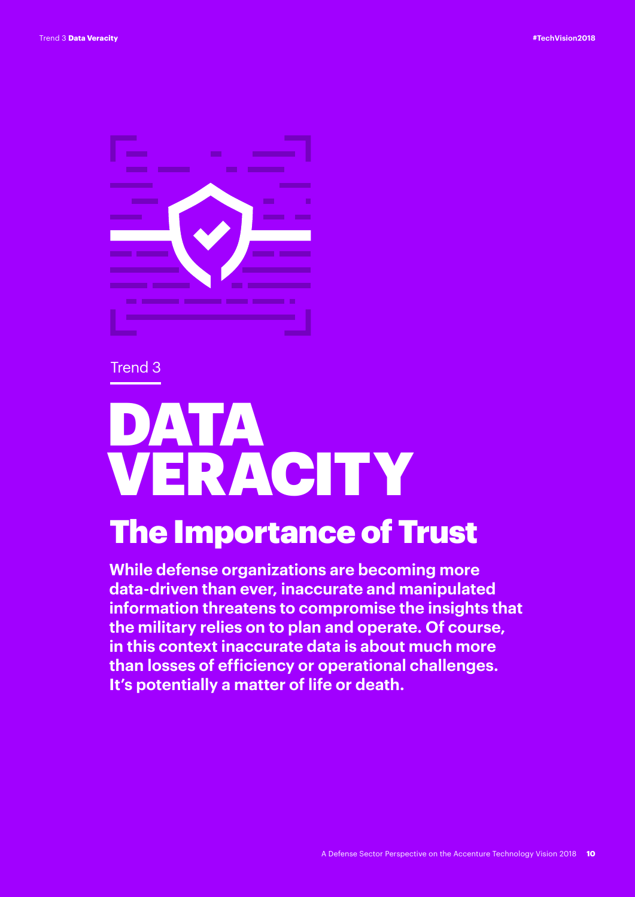Trend 3

# DATA VERACITY

## The Importance of Trust

**While defense organizations are becoming more data-driven than ever, inaccurate and manipulated information threatens to compromise the insights that the military relies on to plan and operate. Of course, in this context inaccurate data is about much more than losses of efficiency or operational challenges. It's potentially a matter of life or death.**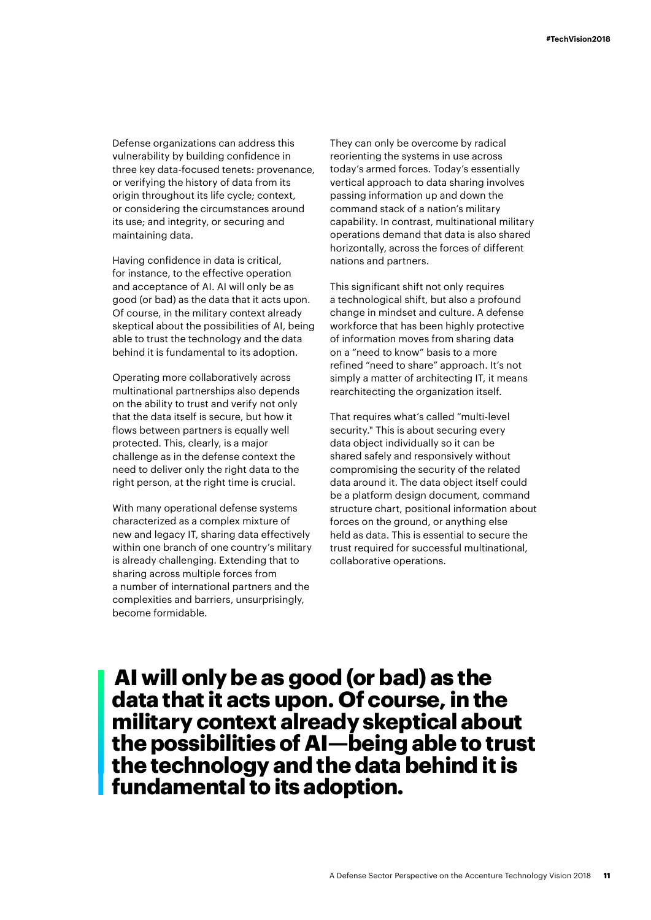Defense organizations can address this vulnerability by building confidence in three key data-focused tenets: provenance, or verifying the history of data from its origin throughout its life cycle; context, or considering the circumstances around its use; and integrity, or securing and maintaining data.

Having confidence in data is critical, for instance, to the effective operation and acceptance of AI. AI will only be as good (or bad) as the data that it acts upon. Of course, in the military context already skeptical about the possibilities of AI, being able to trust the technology and the data behind it is fundamental to its adoption.

Operating more collaboratively across multinational partnerships also depends on the ability to trust and verify not only that the data itself is secure, but how it flows between partners is equally well protected. This, clearly, is a major challenge as in the defense context the need to deliver only the right data to the right person, at the right time is crucial.

With many operational defense systems characterized as a complex mixture of new and legacy IT, sharing data effectively within one branch of one country's military is already challenging. Extending that to sharing across multiple forces from a number of international partners and the complexities and barriers, unsurprisingly, become formidable.

They can only be overcome by radical reorienting the systems in use across today's armed forces. Today's essentially vertical approach to data sharing involves passing information up and down the command stack of a nation's military capability. In contrast, multinational military operations demand that data is also shared horizontally, across the forces of different nations and partners.

This significant shift not only requires a technological shift, but also a profound change in mindset and culture. A defense workforce that has been highly protective of information moves from sharing data on a "need to know" basis to a more refined "need to share" approach. It's not simply a matter of architecting IT, it means rearchitecting the organization itself.

That requires what's called "multi-level security." This is about securing every data object individually so it can be shared safely and responsively without compromising the security of the related data around it. The data object itself could be a platform design document, command structure chart, positional information about forces on the ground, or anything else held as data. This is essential to secure the trust required for successful multinational, collaborative operations.

> **AI will only be as good (or bad) as the data that it acts upon. Of course, in the military context already skeptical about the possibilities of AI—being able to trust the technology and the data behind it is fundamental to its adoption.**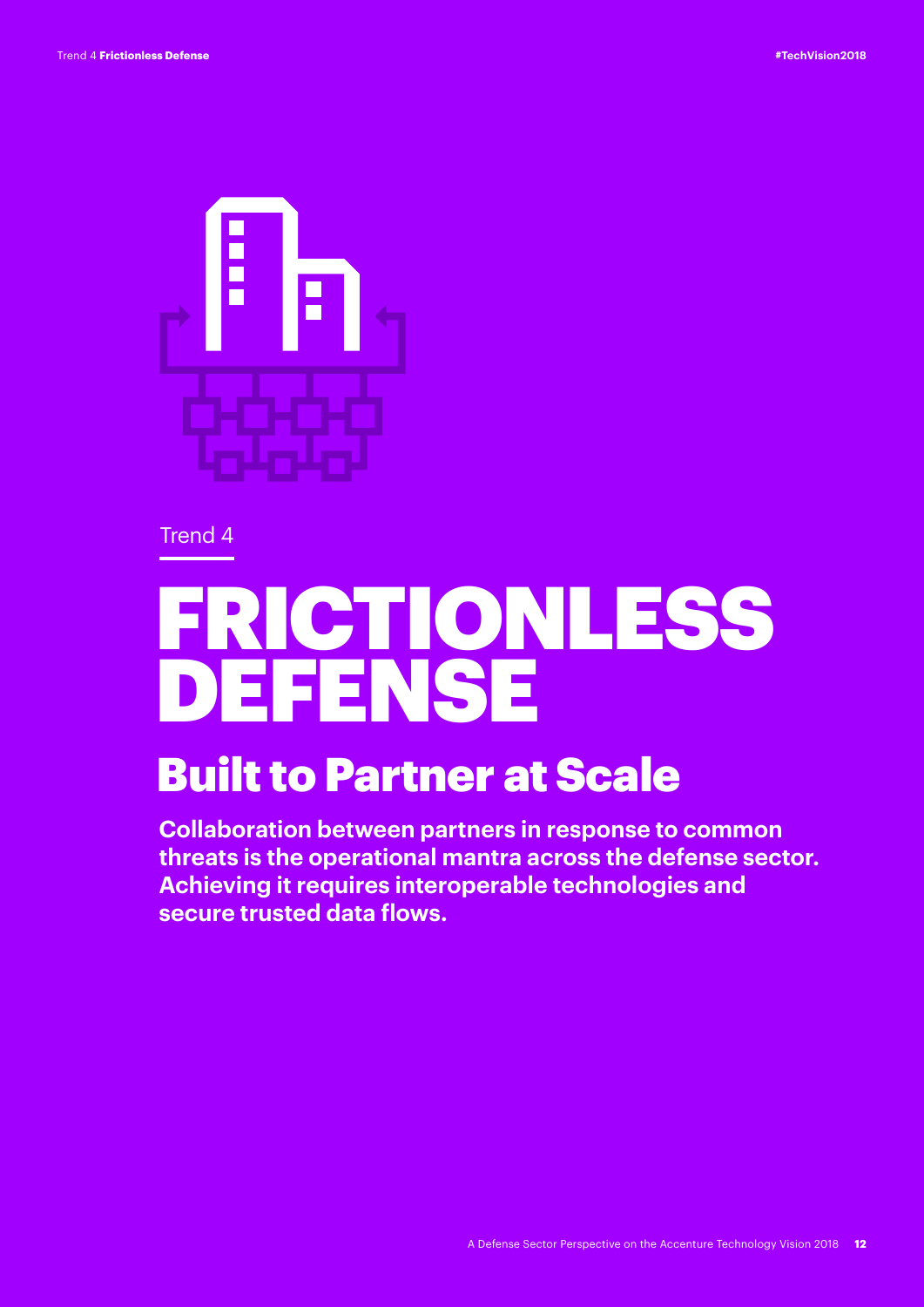Trend 4

# FRICTIONLESS DEFENSE

## Built to Partner at Scale

**Collaboration between partners in response to common threats is the operational mantra across the defense sector. Achieving it requires interoperable technologies and secure trusted data flows.**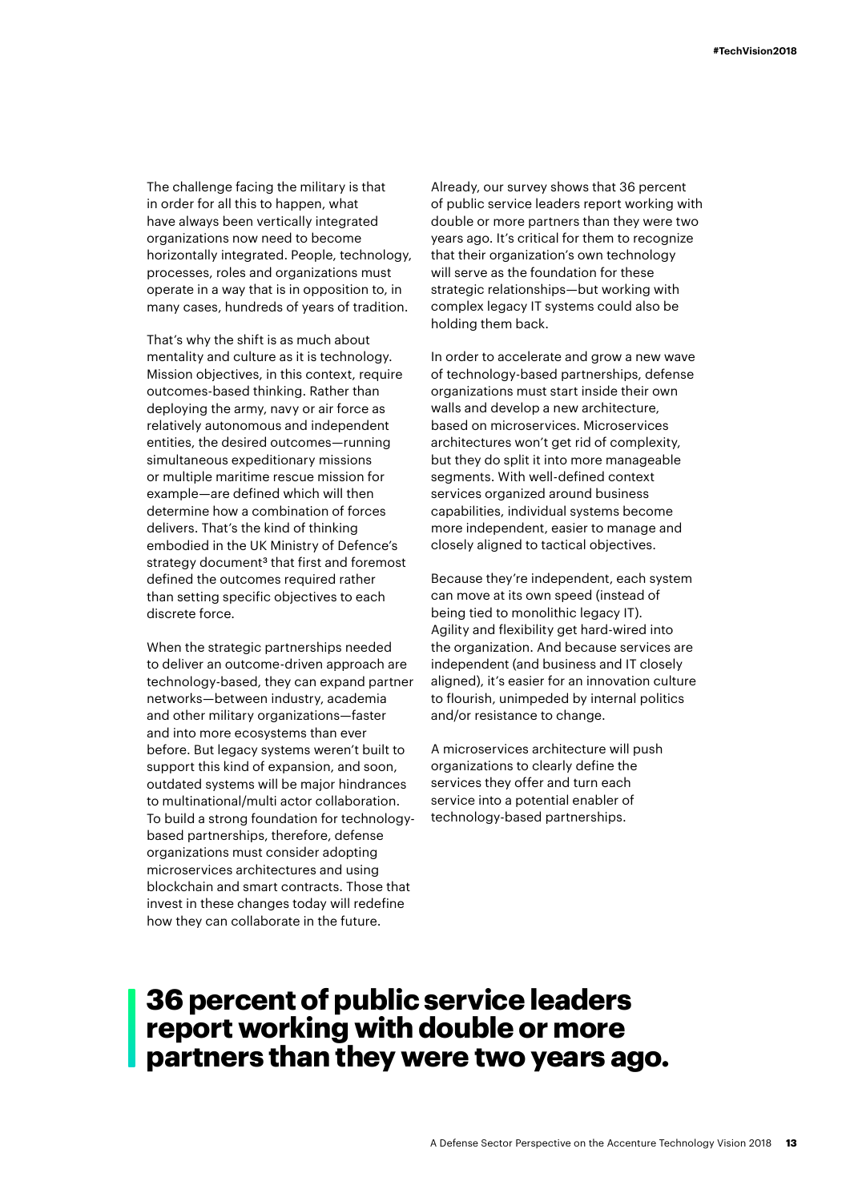The challenge facing the military is that in order for all this to happen, what have always been vertically integrated organizations now need to become horizontally integrated. People, technology, processes, roles and organizations must operate in a way that is in opposition to, in many cases, hundreds of years of tradition.

That's why the shift is as much about mentality and culture as it is technology. Mission objectives, in this context, require outcomes-based thinking. Rather than deploying the army, navy or air force as relatively autonomous and independent entities, the desired outcomes—running simultaneous expeditionary missions or multiple maritime rescue mission for example—are defined which will then determine how a combination of forces delivers. That's the kind of thinking embodied in the UK Ministry of Defence's strategy document[3] that first and foremost defined the outcomes required rather than setting specific objectives to each discrete force.

When the strategic partnerships needed to deliver an outcome-driven approach are technology-based, they can expand partner networks—between industry, academia and other military organizations—faster and into more ecosystems than ever before. But legacy systems weren't built to support this kind of expansion, and soon, outdated systems will be major hindrances to multinational/multi actor collaboration. To build a strong foundation for technology-based partnerships, therefore, defense organizations must consider adopting microservices architectures and using blockchain and smart contracts. Those that invest in these changes today will redefine how they can collaborate in the future.

Already, our survey shows that 36 percent of public service leaders report working with double or more partners than they were two years ago. It's critical for them to recognize that their organization's own technology will serve as the foundation for these strategic relationships—but working with complex legacy IT systems could also be holding them back.

In order to accelerate and grow a new wave of technology-based partnerships, defense organizations must start inside their own walls and develop a new architecture, based on microservices. Microservices architectures won't get rid of complexity, but they do split it into more manageable segments. With well-defined context services organized around business capabilities, individual systems become more independent, easier to manage and closely aligned to tactical objectives.

Because they're independent, each system can move at its own speed (instead of being tied to monolithic legacy IT). Agility and flexibility get hard-wired into the organization. And because services are independent (and business and IT closely aligned), it's easier for an innovation culture to flourish, unimpeded by internal politics and/or resistance to change.

A microservices architecture will push organizations to clearly define the services they offer and turn each service into a potential enabler of technology-based partnerships.

## 36 percent of public service leaders report working with double or more partners than they were two years ago.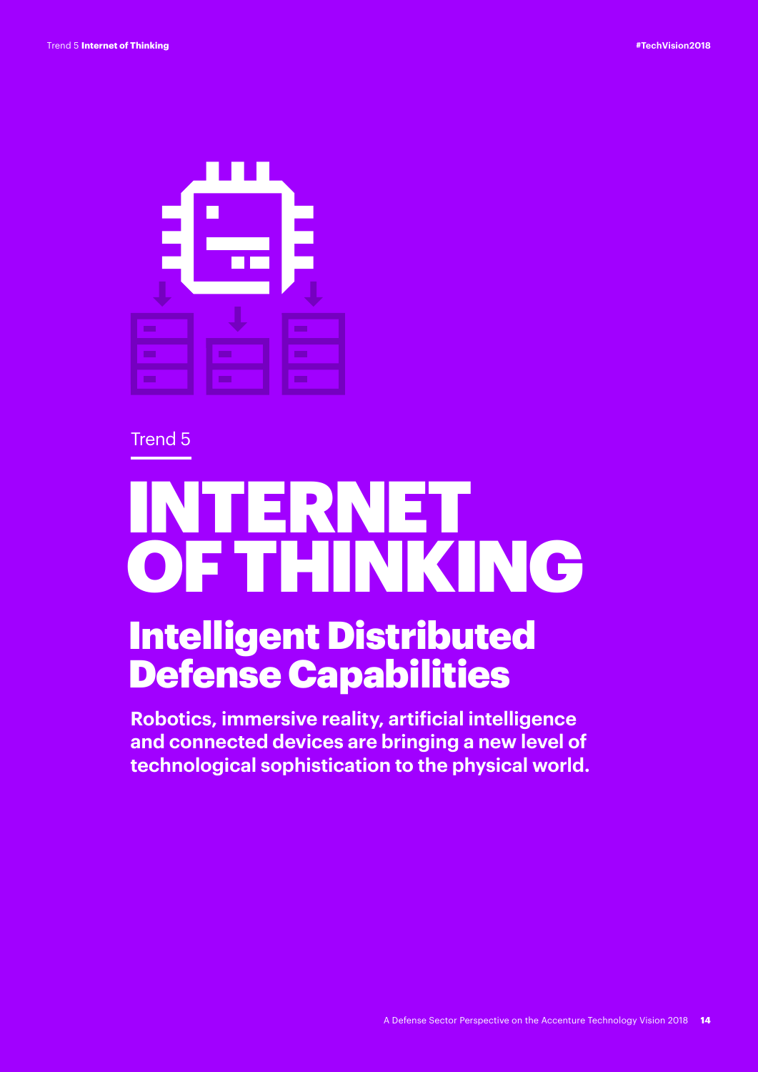Trend 5

# INTERNET OF THINKING

## Intelligent Distributed Defense Capabilities

**Robotics, immersive reality, artificial intelligence and connected devices are bringing a new level of technological sophistication to the physical world.**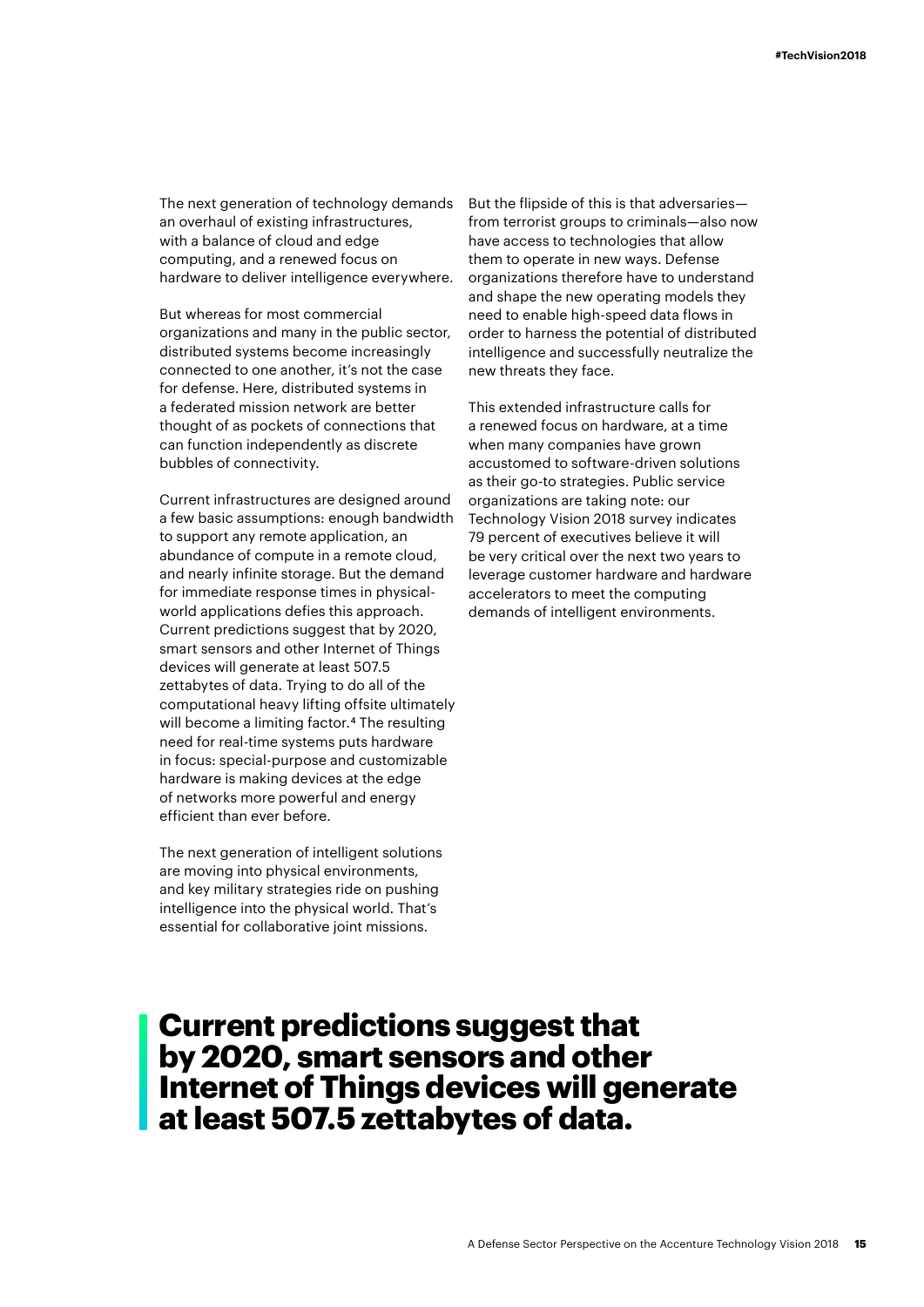The next generation of technology demands an overhaul of existing infrastructures, with a balance of cloud and edge computing, and a renewed focus on hardware to deliver intelligence everywhere.

But whereas for most commercial organizations and many in the public sector, distributed systems become increasingly connected to one another, it's not the case for defense. Here, distributed systems in a federated mission network are better thought of as pockets of connections that can function independently as discrete bubbles of connectivity.

Current infrastructures are designed around a few basic assumptions: enough bandwidth to support any remote application, an abundance of compute in a remote cloud, and nearly infinite storage. But the demand for immediate response times in physical-world applications defies this approach. Current predictions suggest that by 2020, smart sensors and other Internet of Things devices will generate at least 507.5 zettabytes of data. Trying to do all of the computational heavy lifting offsite ultimately will become a limiting factor.[4] The resulting need for real-time systems puts hardware in focus: special-purpose and customizable hardware is making devices at the edge of networks more powerful and energy efficient than ever before.

The next generation of intelligent solutions are moving into physical environments, and key military strategies ride on pushing intelligence into the physical world. That's essential for collaborative joint missions.

But the flipside of this is that adversaries—from terrorist groups to criminals—also now have access to technologies that allow them to operate in new ways. Defense organizations therefore have to understand and shape the new operating models they need to enable high-speed data flows in order to harness the potential of distributed intelligence and successfully neutralize the new threats they face.

This extended infrastructure calls for a renewed focus on hardware, at a time when many companies have grown accustomed to software-driven solutions as their go-to strategies. Public service organizations are taking note: our Technology Vision 2018 survey indicates 79 percent of executives believe it will be very critical over the next two years to leverage customer hardware and hardware accelerators to meet the computing demands of intelligent environments.

## Current predictions suggest that by 2020, smart sensors and other Internet of Things devices will generate at least 507.5 zettabytes of data.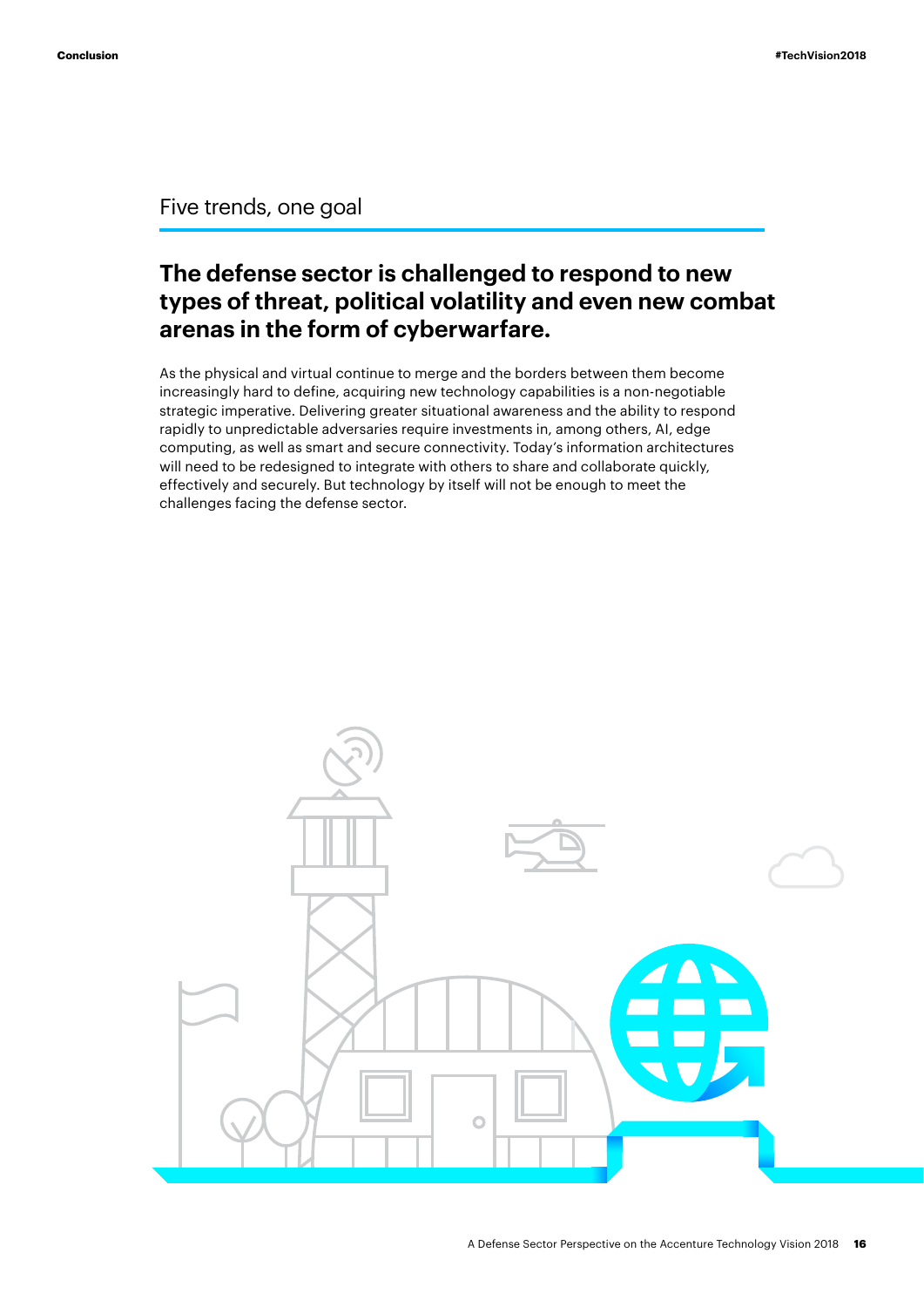## Five trends, one goal

### The defense sector is challenged to respond to new types of threat, political volatility and even new combat arenas in the form of cyberwarfare.

As the physical and virtual continue to merge and the borders between them become increasingly hard to define, acquiring new technology capabilities is a non-negotiable strategic imperative. Delivering greater situational awareness and the ability to respond rapidly to unpredictable adversaries require investments in, among others, AI, edge computing, as well as smart and secure connectivity. Today's information architectures will need to be redesigned to integrate with others to share and collaborate quickly, effectively and securely. But technology by itself will not be enough to meet the challenges facing the defense sector.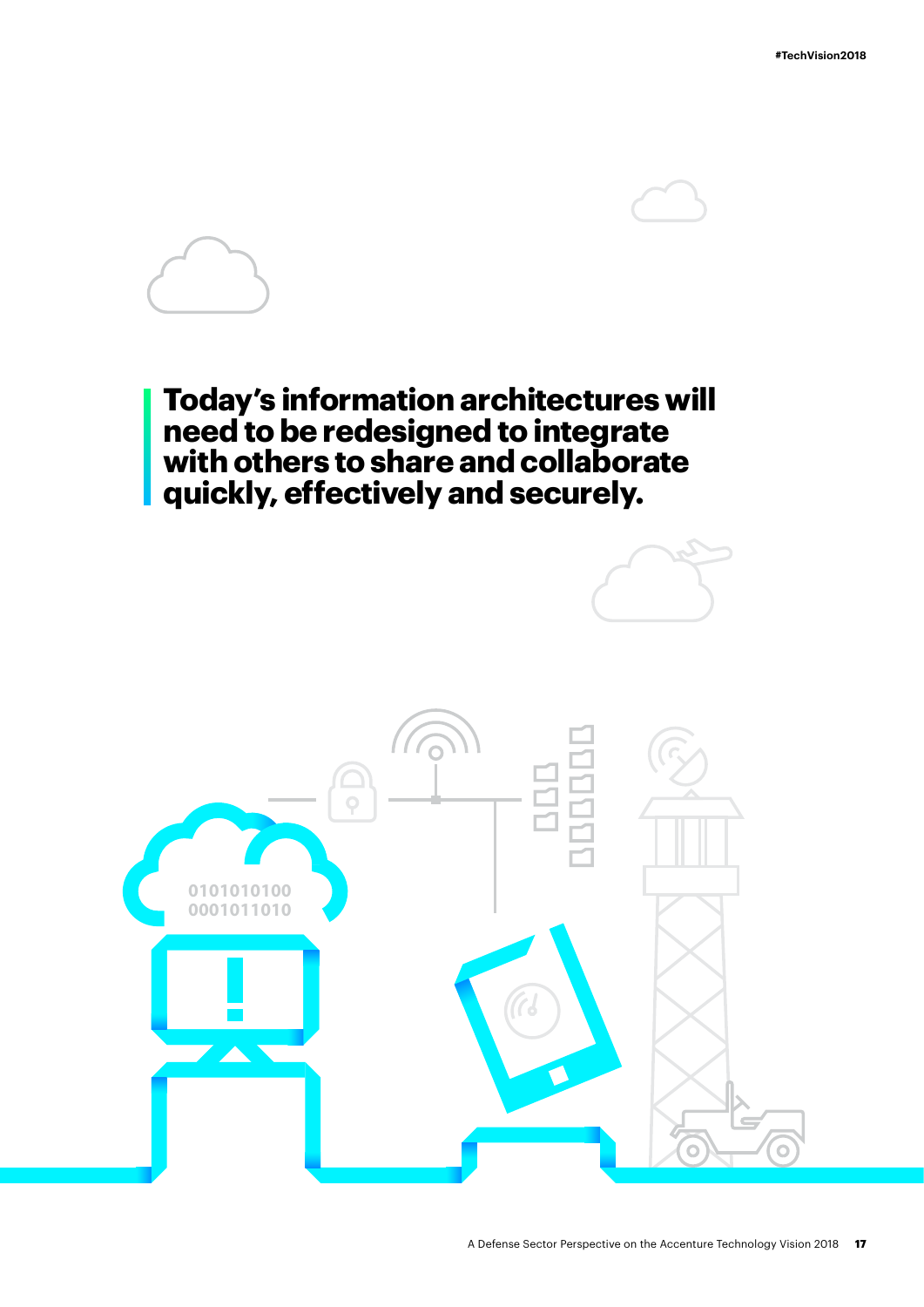**Today's information architectures will need to be redesigned to integrate with others to share and collaborate quickly, effectively and securely.**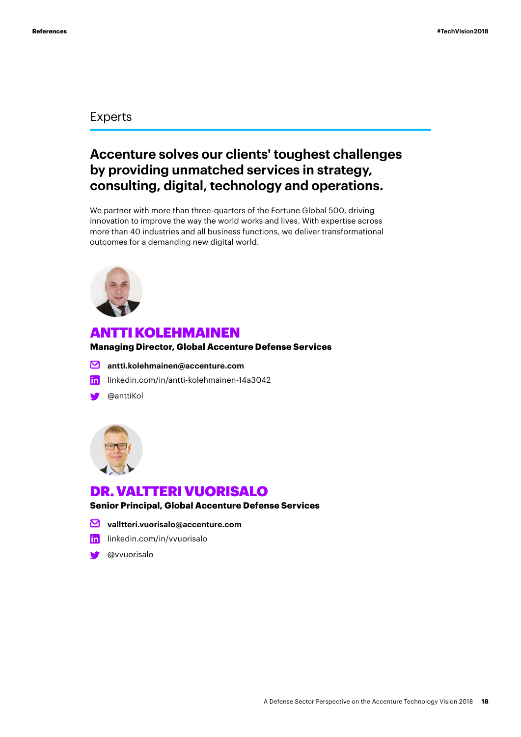## Experts

### Accenture solves our clients' toughest challenges by providing unmatched services in strategy, consulting, digital, technology and operations.

We partner with more than three-quarters of the Fortune Global 500, driving innovation to improve the way the world works and lives. With expertise across more than 40 industries and all business functions, we deliver transformational outcomes for a demanding new digital world.

### ANTTI KOLEHMAINEN

**Managing Director, Global Accenture Defense Services**

**antti.kolehmainen@accenture.com**

linkedin.com/in/antti-kolehmainen-14a3042

@anttiKol

### DR. VALTTERI VUORISALO

**Senior Principal, Global Accenture Defense Services**

**valltteri.vuorisalo@accenture.com**

linkedin.com/in/vvuorisalo

@vvuorisalo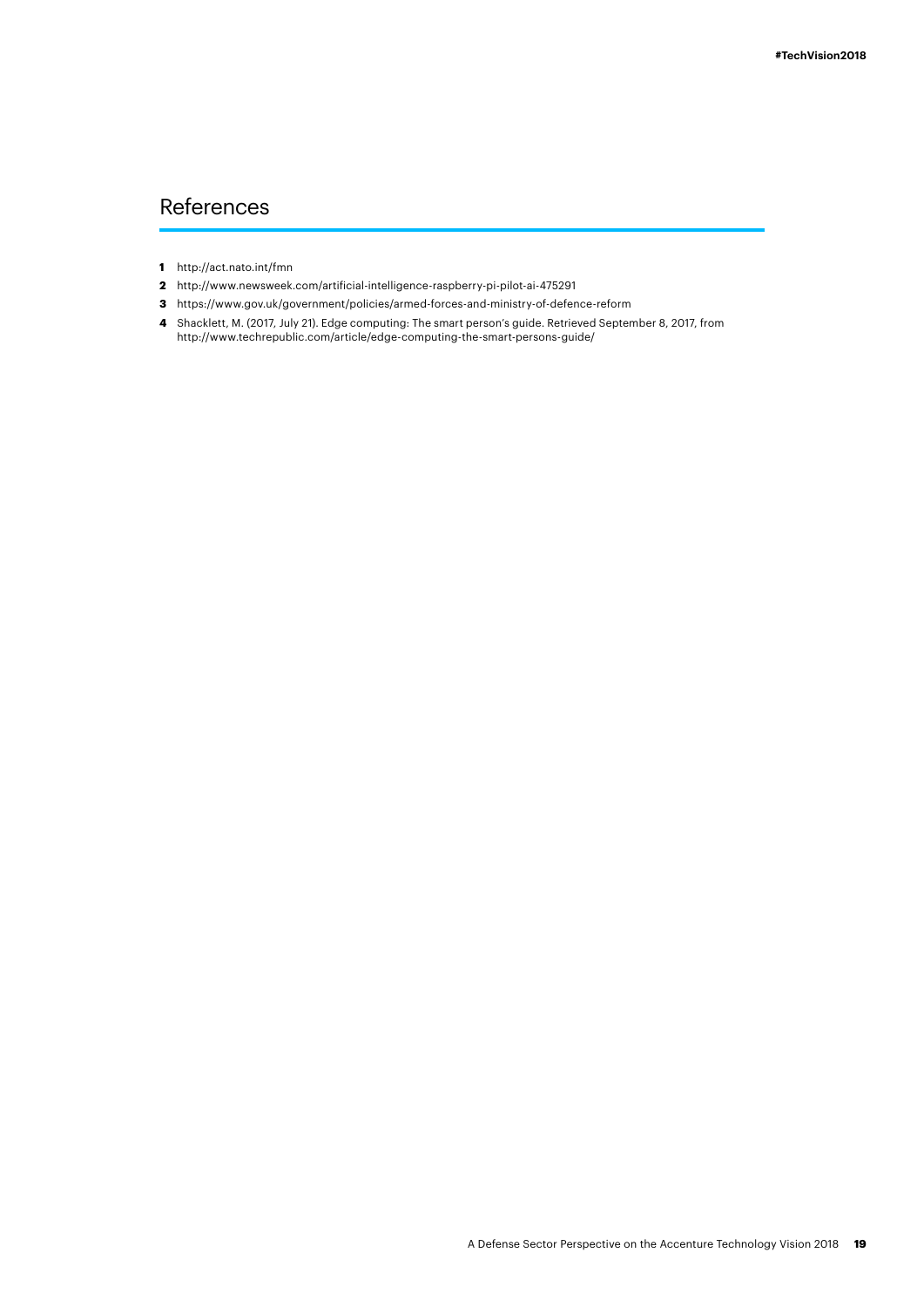## References

1. http://act.nato.int/fmn
2. http://www.newsweek.com/artificial-intelligence-raspberry-pi-pilot-ai-475291
3. https://www.gov.uk/government/policies/armed-forces-and-ministry-of-defence-reform
4. Shacklett, M. (2017, July 21). Edge computing: The smart person's guide. Retrieved September 8, 2017, from http://www.techrepublic.com/article/edge-computing-the-smart-persons-guide/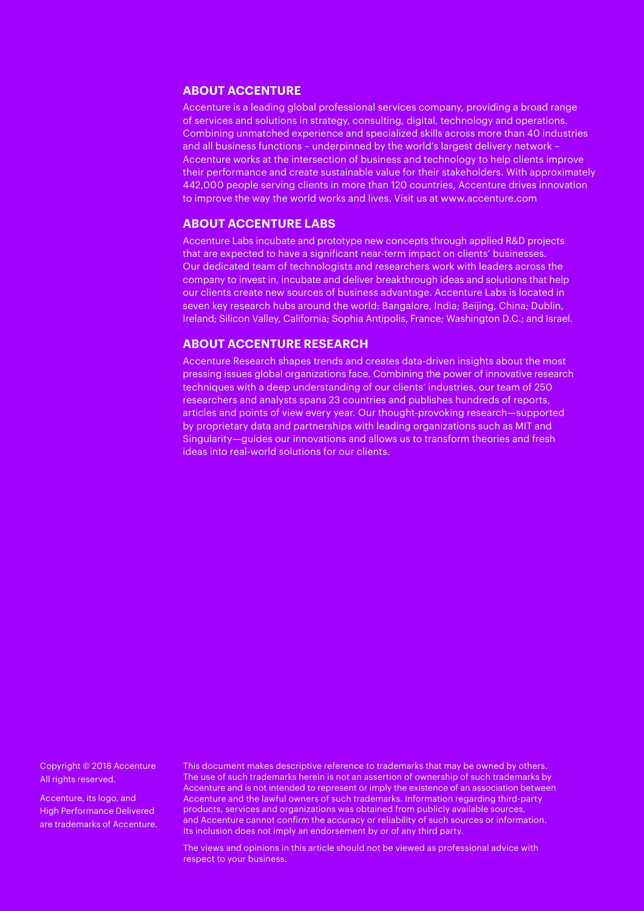## ABOUT ACCENTURE

Accenture is a leading global professional services company, providing a broad range of services and solutions in strategy, consulting, digital, technology and operations. Combining unmatched experience and specialized skills across more than 40 industries and all business functions – underpinned by the world's largest delivery network – Accenture works at the intersection of business and technology to help clients improve their performance and create sustainable value for their stakeholders. With approximately 442,000 people serving clients in more than 120 countries, Accenture drives innovation to improve the way the world works and lives. Visit us at www.accenture.com

## ABOUT ACCENTURE LABS

Accenture Labs incubate and prototype new concepts through applied R&D projects that are expected to have a significant near-term impact on clients' businesses. Our dedicated team of technologists and researchers work with leaders across the company to invest in, incubate and deliver breakthrough ideas and solutions that help our clients create new sources of business advantage. Accenture Labs is located in seven key research hubs around the world: Bangalore, India; Beijing, China; Dublin, Ireland; Silicon Valley, California; Sophia Antipolis, France; Washington D.C.; and Israel.

## ABOUT ACCENTURE RESEARCH

Accenture Research shapes trends and creates data-driven insights about the most pressing issues global organizations face. Combining the power of innovative research techniques with a deep understanding of our clients' industries, our team of 250 researchers and analysts spans 23 countries and publishes hundreds of reports, articles and points of view every year. Our thought-provoking research—supported by proprietary data and partnerships with leading organizations such as MIT and Singularity—guides our innovations and allows us to transform theories and fresh ideas into real-world solutions for our clients.

Copyright © 2018 Accenture
All rights reserved.

Accenture, its logo, and High Performance Delivered are trademarks of Accenture.

This document makes descriptive reference to trademarks that may be owned by others. The use of such trademarks herein is not an assertion of ownership of such trademarks by Accenture and is not intended to represent or imply the existence of an association between Accenture and the lawful owners of such trademarks. Information regarding third-party products, services and organizations was obtained from publicly available sources, and Accenture cannot confirm the accuracy or reliability of such sources or information. Its inclusion does not imply an endorsement by or of any third party.

The views and opinions in this article should not be viewed as professional advice with respect to your business.